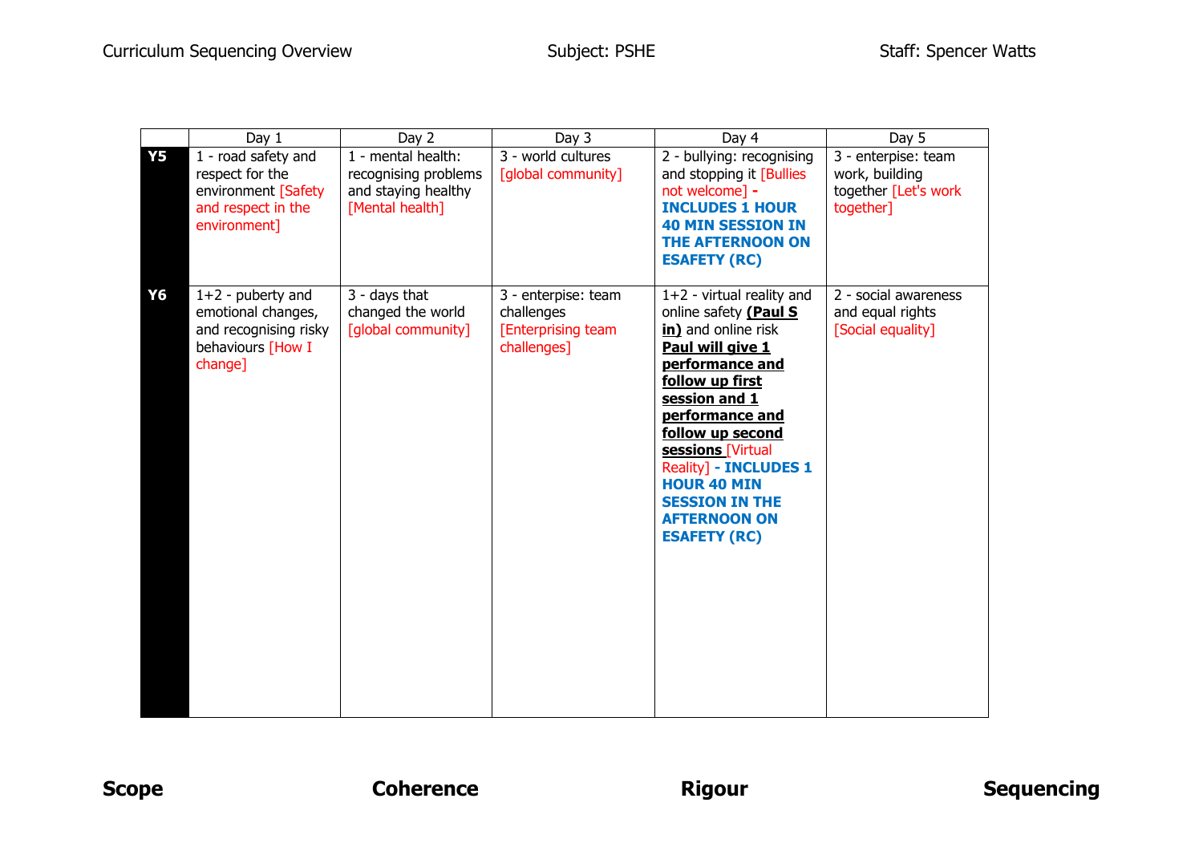Curriculum Sequencing Overview | Subject: PSHE | Staff: Spencer Watts

| | Day 1 | Day 2 | Day 3 | Day 4 | Day 5 |
|---|---|---|---|---|---|
| **Y5** | 1 - road safety and respect for the environment [Safety and respect in the environment] | 1 - mental health: recognising problems and staying healthy [Mental health] | 3 - world cultures [global community] | 2 - bullying: recognising and stopping it [Bullies not welcome] **- INCLUDES 1 HOUR 40 MIN SESSION IN THE AFTERNOON ON ESAFETY (RC)** | 3 - enterpise: team work, building together [Let's work together] |
| **Y6** | 1+2 - puberty and emotional changes, and recognising risky behaviours [How I change] | 3 - days that changed the world [global community] | 3 - enterpise: team challenges [Enterprising team challenges] | 1+2 - virtual reality and online safety **(Paul S in)** and online risk **Paul will give 1 performance and follow up first session and 1 performance and follow up second sessions** [Virtual Reality] **- INCLUDES 1 HOUR 40 MIN SESSION IN THE AFTERNOON ON ESAFETY (RC)** | 2 - social awareness and equal rights [Social equality] |

**Scope** | **Coherence** | **Rigour** | **Sequencing**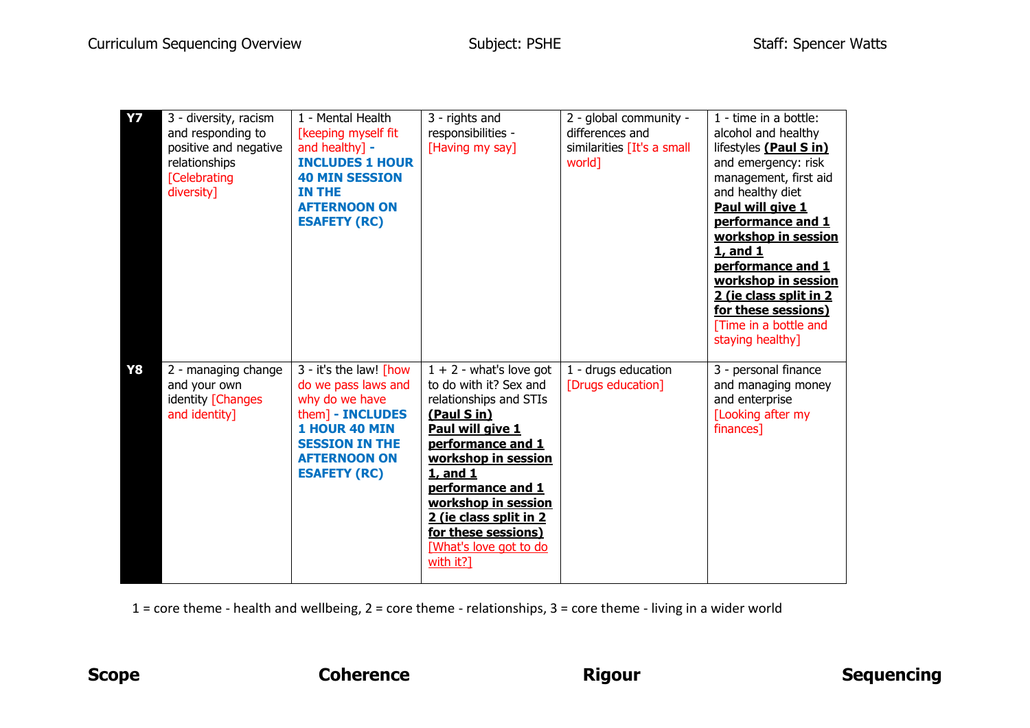| Y7 | 3 - diversity, racism and responding to positive and negative relationships [Celebrating diversity] | 1 - Mental Health [keeping myself fit and healthy] - **INCLUDES 1 HOUR 40 MIN SESSION IN THE AFTERNOON ON ESAFETY (RC)** | 3 - rights and responsibilities - [Having my say] | 2 - global community - differences and similarities [It's a small world] | 1 - time in a bottle: alcohol and healthy lifestyles **(Paul S in)** and emergency: risk management, first aid and healthy diet **Paul will give 1 performance and 1 workshop in session 1, and 1 performance and 1 workshop in session 2 (ie class split in 2 for these sessions)** [Time in a bottle and staying healthy] |
|---|---|---|---|---|---|
| **Y8** | 2 - managing change and your own identity [Changes and identity] | 3 - it's the law! [how do we pass laws and why do we have them] - **INCLUDES 1 HOUR 40 MIN SESSION IN THE AFTERNOON ON ESAFETY (RC)** | 1 + 2 - what's love got to do with it? Sex and relationships and STIs **(Paul S in)** **Paul will give 1 performance and 1 workshop in session 1, and 1 performance and 1 workshop in session 2 (ie class split in 2 for these sessions)** [What's love got to do with it?] | 1 - drugs education [Drugs education] | 3 - personal finance and managing money and enterprise [Looking after my finances] |

1 = core theme - health and wellbeing, 2 = core theme - relationships, 3 = core theme - living in a wider world

**Scope** **Coherence** **Rigour** **Sequencing**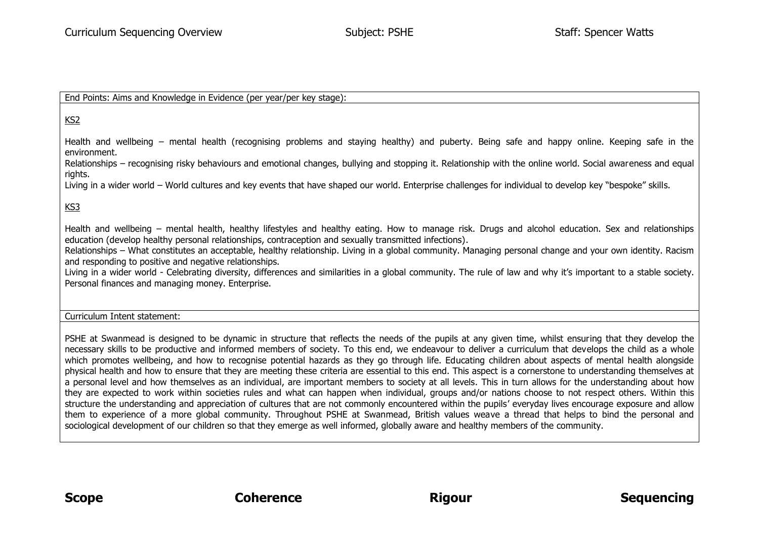Curriculum Sequencing Overview Subject: PSHE Staff: Spencer Watts

**End Points: Aims and Knowledge in Evidence (per year/per key stage):**

KS2

Health and wellbeing – mental health (recognising problems and staying healthy) and puberty. Being safe and happy online. Keeping safe in the environment.
Relationships – recognising risky behaviours and emotional changes, bullying and stopping it. Relationship with the online world. Social awareness and equal rights.
Living in a wider world – World cultures and key events that have shaped our world. Enterprise challenges for individual to develop key "bespoke" skills.

KS3

Health and wellbeing – mental health, healthy lifestyles and healthy eating. How to manage risk. Drugs and alcohol education. Sex and relationships education (develop healthy personal relationships, contraception and sexually transmitted infections).
Relationships – What constitutes an acceptable, healthy relationship. Living in a global community. Managing personal change and your own identity. Racism and responding to positive and negative relationships.
Living in a wider world - Celebrating diversity, differences and similarities in a global community. The rule of law and why it's important to a stable society. Personal finances and managing money. Enterprise.

**Curriculum Intent statement:**

PSHE at Swanmead is designed to be dynamic in structure that reflects the needs of the pupils at any given time, whilst ensuring that they develop the necessary skills to be productive and informed members of society. To this end, we endeavour to deliver a curriculum that develops the child as a whole which promotes wellbeing, and how to recognise potential hazards as they go through life. Educating children about aspects of mental health alongside physical health and how to ensure that they are meeting these criteria are essential to this end. This aspect is a cornerstone to understanding themselves at a personal level and how themselves as an individual, are important members to society at all levels. This in turn allows for the understanding about how they are expected to work within societies rules and what can happen when individual, groups and/or nations choose to not respect others. Within this structure the understanding and appreciation of cultures that are not commonly encountered within the pupils' everyday lives encourage exposure and allow them to experience of a more global community. Throughout PSHE at Swanmead, British values weave a thread that helps to bind the personal and sociological development of our children so that they emerge as well informed, globally aware and healthy members of the community.

**Scope** **Coherence** **Rigour** **Sequencing**